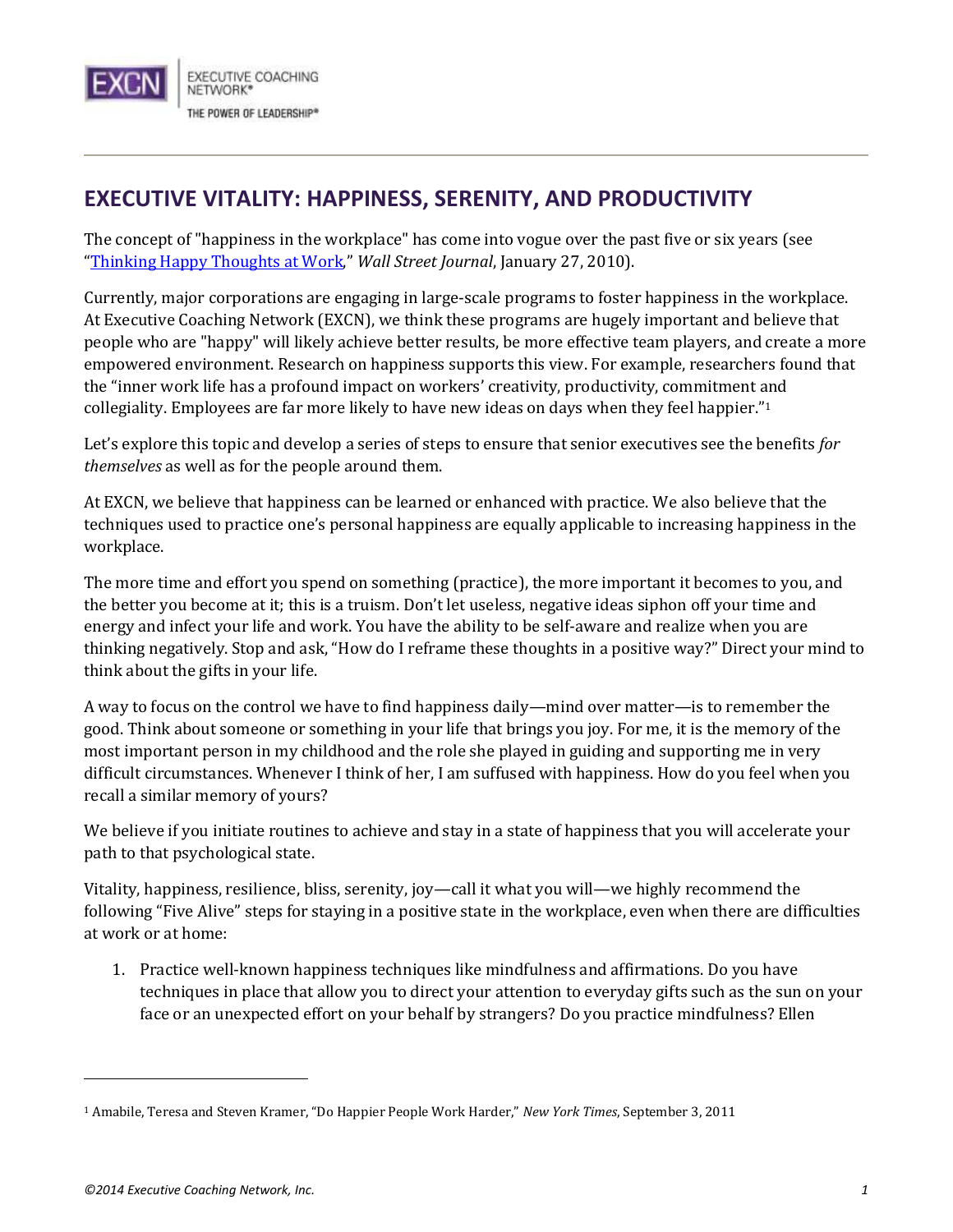# EXECUTIVE VITALITY: HAPPINESS, SERENITY, AND PRODUCTIVITY

The concept of "happiness in the workplace" has come into vogue over the past five or six years (see "[Thinking Happy Thoughts at Work](#)," *Wall Street Journal*, January 27, 2010).

Currently, major corporations are engaging in large-scale programs to foster happiness in the workplace. At Executive Coaching Network (EXCN), we think these programs are hugely important and believe that people who are "happy" will likely achieve better results, be more effective team players, and create a more empowered environment. Research on happiness supports this view. For example, researchers found that the "inner work life has a profound impact on workers' creativity, productivity, commitment and collegiality. Employees are far more likely to have new ideas on days when they feel happier."[1]

Let's explore this topic and develop a series of steps to ensure that senior executives see the benefits *for themselves* as well as for the people around them.

At EXCN, we believe that happiness can be learned or enhanced with practice. We also believe that the techniques used to practice one's personal happiness are equally applicable to increasing happiness in the workplace.

The more time and effort you spend on something (practice), the more important it becomes to you, and the better you become at it; this is a truism. Don't let useless, negative ideas siphon off your time and energy and infect your life and work. You have the ability to be self-aware and realize when you are thinking negatively. Stop and ask, "How do I reframe these thoughts in a positive way?" Direct your mind to think about the gifts in your life.

A way to focus on the control we have to find happiness daily—mind over matter—is to remember the good. Think about someone or something in your life that brings you joy. For me, it is the memory of the most important person in my childhood and the role she played in guiding and supporting me in very difficult circumstances. Whenever I think of her, I am suffused with happiness. How do you feel when you recall a similar memory of yours?

We believe if you initiate routines to achieve and stay in a state of happiness that you will accelerate your path to that psychological state.

Vitality, happiness, resilience, bliss, serenity, joy—call it what you will—we highly recommend the following "Five Alive" steps for staying in a positive state in the workplace, even when there are difficulties at work or at home:

1. Practice well-known happiness techniques like mindfulness and affirmations. Do you have techniques in place that allow you to direct your attention to everyday gifts such as the sun on your face or an unexpected effort on your behalf by strangers? Do you practice mindfulness? Ellen

---

[1] Amabile, Teresa and Steven Kramer, "Do Happier People Work Harder," *New York Times*, September 3, 2011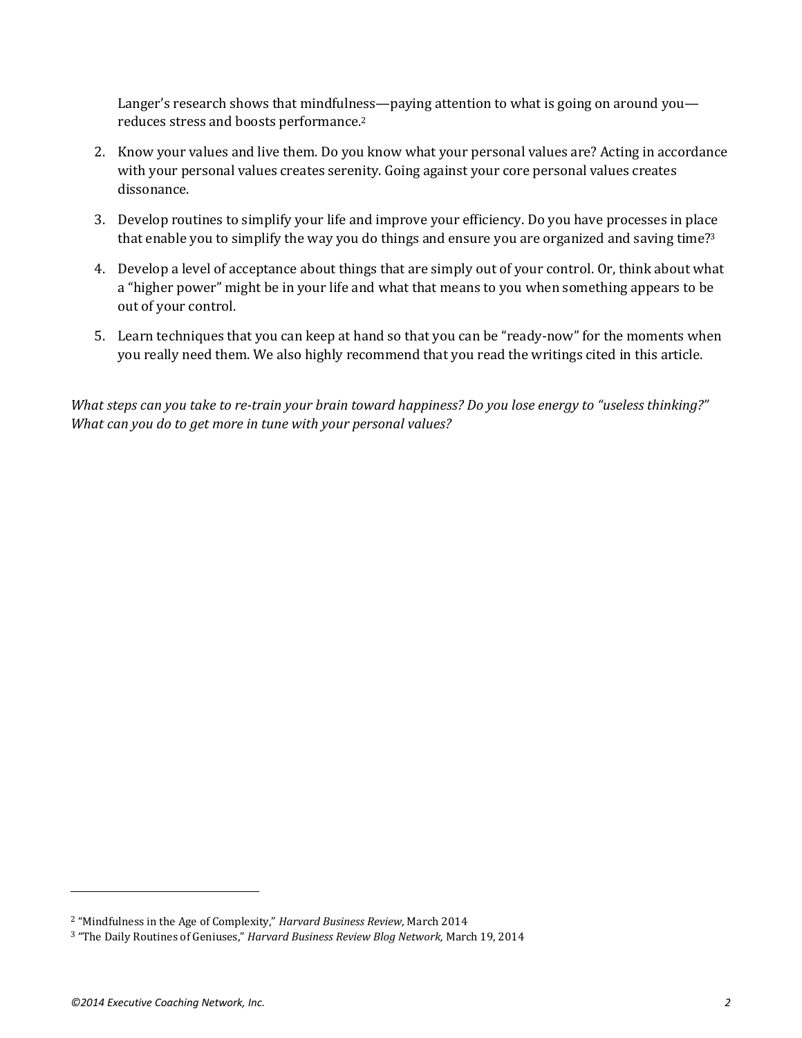Langer's research shows that mindfulness—paying attention to what is going on around you—reduces stress and boosts performance.[2]

2. Know your values and live them. Do you know what your personal values are? Acting in accordance with your personal values creates serenity. Going against your core personal values creates dissonance.

3. Develop routines to simplify your life and improve your efficiency. Do you have processes in place that enable you to simplify the way you do things and ensure you are organized and saving time?[3]

4. Develop a level of acceptance about things that are simply out of your control. Or, think about what a "higher power" might be in your life and what that means to you when something appears to be out of your control.

5. Learn techniques that you can keep at hand so that you can be "ready-now" for the moments when you really need them. We also highly recommend that you read the writings cited in this article.

*What steps can you take to re-train your brain toward happiness? Do you lose energy to "useless thinking?" What can you do to get more in tune with your personal values?*

---

[2] "Mindfulness in the Age of Complexity," *Harvard Business Review*, March 2014

[3] "The Daily Routines of Geniuses," *Harvard Business Review Blog Network,* March 19, 2014

*©2014 Executive Coaching Network, Inc.*